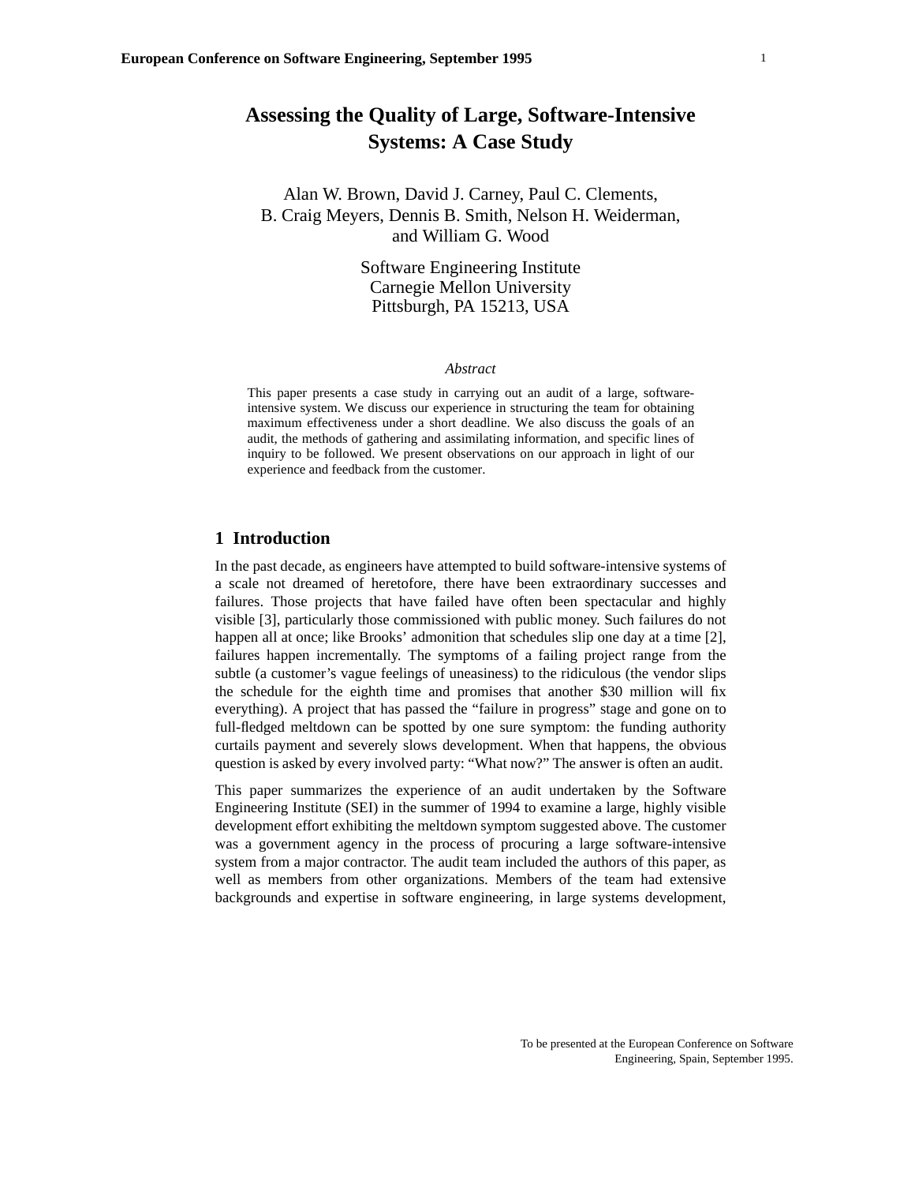# Assessing the Quality of Large, Software-Intensive Systems: A Case Study

Alan W. Brown, David J. Carney, Paul C. Clements, B. Craig Meyers, Dennis B. Smith, Nelson H. Weiderman, and William G. Wood

Software Engineering Institute
Carnegie Mellon University
Pittsburgh, PA 15213, USA

*Abstract*

This paper presents a case study in carrying out an audit of a large, software-intensive system. We discuss our experience in structuring the team for obtaining maximum effectiveness under a short deadline. We also discuss the goals of an audit, the methods of gathering and assimilating information, and specific lines of inquiry to be followed. We present observations on our approach in light of our experience and feedback from the customer.

## 1 Introduction

In the past decade, as engineers have attempted to build software-intensive systems of a scale not dreamed of heretofore, there have been extraordinary successes and failures. Those projects that have failed have often been spectacular and highly visible [3], particularly those commissioned with public money. Such failures do not happen all at once; like Brooks' admonition that schedules slip one day at a time [2], failures happen incrementally. The symptoms of a failing project range from the subtle (a customer's vague feelings of uneasiness) to the ridiculous (the vendor slips the schedule for the eighth time and promises that another $30 million will fix everything). A project that has passed the "failure in progress" stage and gone on to full-fledged meltdown can be spotted by one sure symptom: the funding authority curtails payment and severely slows development. When that happens, the obvious question is asked by every involved party: "What now?" The answer is often an audit.

This paper summarizes the experience of an audit undertaken by the Software Engineering Institute (SEI) in the summer of 1994 to examine a large, highly visible development effort exhibiting the meltdown symptom suggested above. The customer was a government agency in the process of procuring a large software-intensive system from a major contractor. The audit team included the authors of this paper, as well as members from other organizations. Members of the team had extensive backgrounds and expertise in software engineering, in large systems development,

To be presented at the European Conference on Software Engineering, Spain, September 1995.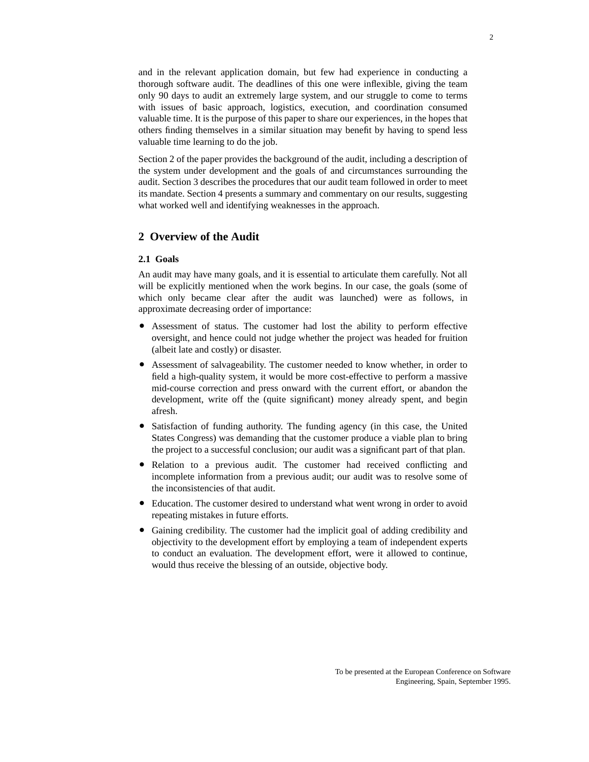and in the relevant application domain, but few had experience in conducting a thorough software audit. The deadlines of this one were inflexible, giving the team only 90 days to audit an extremely large system, and our struggle to come to terms with issues of basic approach, logistics, execution, and coordination consumed valuable time. It is the purpose of this paper to share our experiences, in the hopes that others finding themselves in a similar situation may benefit by having to spend less valuable time learning to do the job.

Section 2 of the paper provides the background of the audit, including a description of the system under development and the goals of and circumstances surrounding the audit. Section 3 describes the procedures that our audit team followed in order to meet its mandate. Section 4 presents a summary and commentary on our results, suggesting what worked well and identifying weaknesses in the approach.

## 2 Overview of the Audit

### 2.1 Goals

An audit may have many goals, and it is essential to articulate them carefully. Not all will be explicitly mentioned when the work begins. In our case, the goals (some of which only became clear after the audit was launched) were as follows, in approximate decreasing order of importance:

- Assessment of status. The customer had lost the ability to perform effective oversight, and hence could not judge whether the project was headed for fruition (albeit late and costly) or disaster.
- Assessment of salvageability. The customer needed to know whether, in order to field a high-quality system, it would be more cost-effective to perform a massive mid-course correction and press onward with the current effort, or abandon the development, write off the (quite significant) money already spent, and begin afresh.
- Satisfaction of funding authority. The funding agency (in this case, the United States Congress) was demanding that the customer produce a viable plan to bring the project to a successful conclusion; our audit was a significant part of that plan.
- Relation to a previous audit. The customer had received conflicting and incomplete information from a previous audit; our audit was to resolve some of the inconsistencies of that audit.
- Education. The customer desired to understand what went wrong in order to avoid repeating mistakes in future efforts.
- Gaining credibility. The customer had the implicit goal of adding credibility and objectivity to the development effort by employing a team of independent experts to conduct an evaluation. The development effort, were it allowed to continue, would thus receive the blessing of an outside, objective body.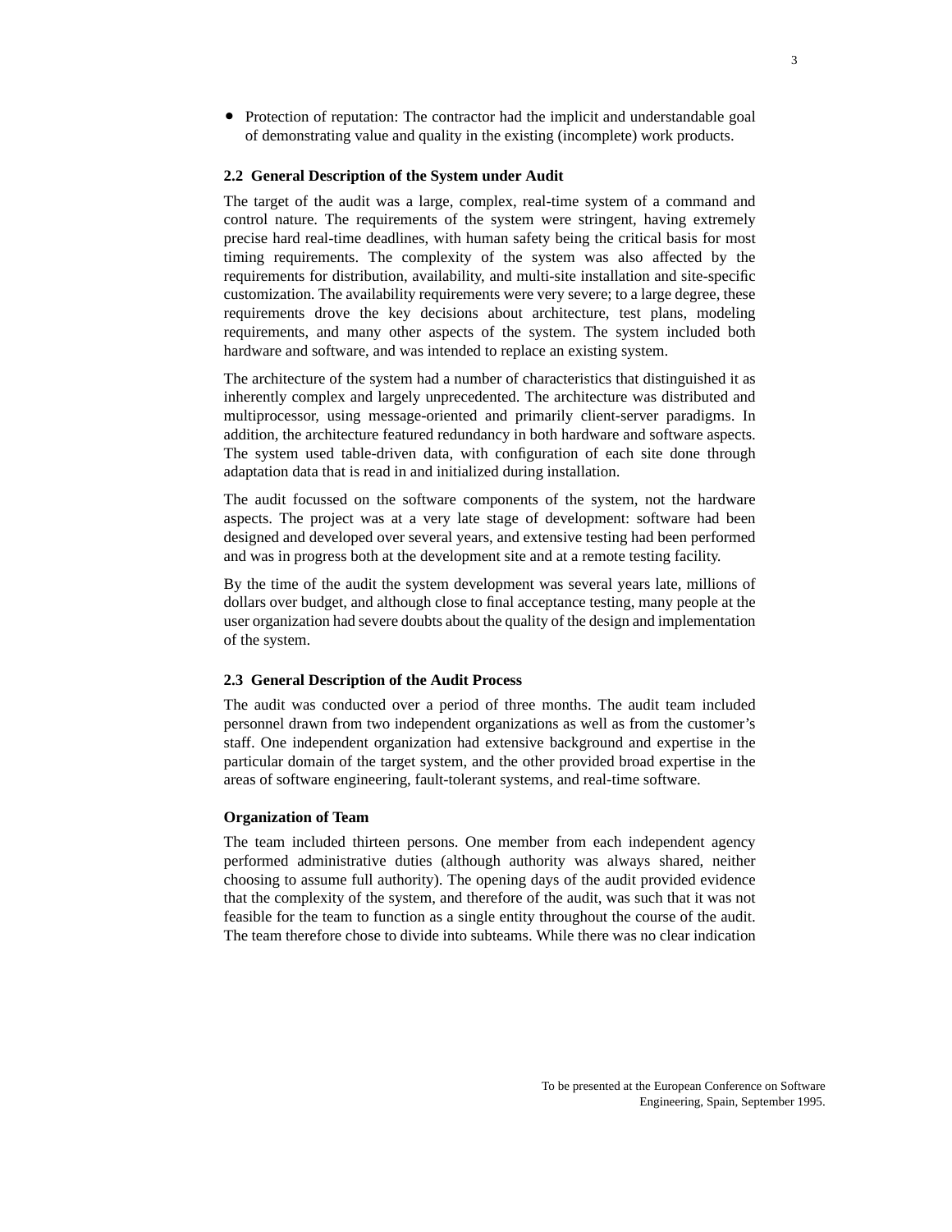- Protection of reputation: The contractor had the implicit and understandable goal of demonstrating value and quality in the existing (incomplete) work products.

### 2.2 General Description of the System under Audit

The target of the audit was a large, complex, real-time system of a command and control nature. The requirements of the system were stringent, having extremely precise hard real-time deadlines, with human safety being the critical basis for most timing requirements. The complexity of the system was also affected by the requirements for distribution, availability, and multi-site installation and site-specific customization. The availability requirements were very severe; to a large degree, these requirements drove the key decisions about architecture, test plans, modeling requirements, and many other aspects of the system. The system included both hardware and software, and was intended to replace an existing system.

The architecture of the system had a number of characteristics that distinguished it as inherently complex and largely unprecedented. The architecture was distributed and multiprocessor, using message-oriented and primarily client-server paradigms. In addition, the architecture featured redundancy in both hardware and software aspects. The system used table-driven data, with configuration of each site done through adaptation data that is read in and initialized during installation.

The audit focussed on the software components of the system, not the hardware aspects. The project was at a very late stage of development: software had been designed and developed over several years, and extensive testing had been performed and was in progress both at the development site and at a remote testing facility.

By the time of the audit the system development was several years late, millions of dollars over budget, and although close to final acceptance testing, many people at the user organization had severe doubts about the quality of the design and implementation of the system.

### 2.3 General Description of the Audit Process

The audit was conducted over a period of three months. The audit team included personnel drawn from two independent organizations as well as from the customer's staff. One independent organization had extensive background and expertise in the particular domain of the target system, and the other provided broad expertise in the areas of software engineering, fault-tolerant systems, and real-time software.

**Organization of Team**

The team included thirteen persons. One member from each independent agency performed administrative duties (although authority was always shared, neither choosing to assume full authority). The opening days of the audit provided evidence that the complexity of the system, and therefore of the audit, was such that it was not feasible for the team to function as a single entity throughout the course of the audit. The team therefore chose to divide into subteams. While there was no clear indication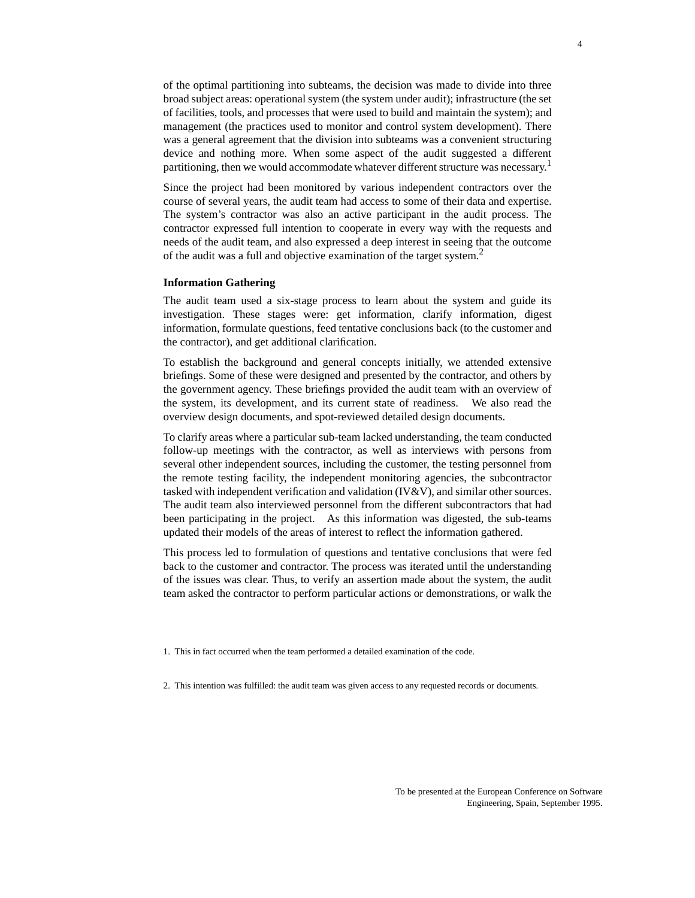of the optimal partitioning into subteams, the decision was made to divide into three broad subject areas: operational system (the system under audit); infrastructure (the set of facilities, tools, and processes that were used to build and maintain the system); and management (the practices used to monitor and control system development). There was a general agreement that the division into subteams was a convenient structuring device and nothing more. When some aspect of the audit suggested a different partitioning, then we would accommodate whatever different structure was necessary.[1]

Since the project had been monitored by various independent contractors over the course of several years, the audit team had access to some of their data and expertise. The system's contractor was also an active participant in the audit process. The contractor expressed full intention to cooperate in every way with the requests and needs of the audit team, and also expressed a deep interest in seeing that the outcome of the audit was a full and objective examination of the target system.[2]

**Information Gathering**

The audit team used a six-stage process to learn about the system and guide its investigation. These stages were: get information, clarify information, digest information, formulate questions, feed tentative conclusions back (to the customer and the contractor), and get additional clarification.

To establish the background and general concepts initially, we attended extensive briefings. Some of these were designed and presented by the contractor, and others by the government agency. These briefings provided the audit team with an overview of the system, its development, and its current state of readiness. We also read the overview design documents, and spot-reviewed detailed design documents.

To clarify areas where a particular sub-team lacked understanding, the team conducted follow-up meetings with the contractor, as well as interviews with persons from several other independent sources, including the customer, the testing personnel from the remote testing facility, the independent monitoring agencies, the subcontractor tasked with independent verification and validation (IV&V), and similar other sources. The audit team also interviewed personnel from the different subcontractors that had been participating in the project. As this information was digested, the sub-teams updated their models of the areas of interest to reflect the information gathered.

This process led to formulation of questions and tentative conclusions that were fed back to the customer and contractor. The process was iterated until the understanding of the issues was clear. Thus, to verify an assertion made about the system, the audit team asked the contractor to perform particular actions or demonstrations, or walk the

1. This in fact occurred when the team performed a detailed examination of the code.

2. This intention was fulfilled: the audit team was given access to any requested records or documents.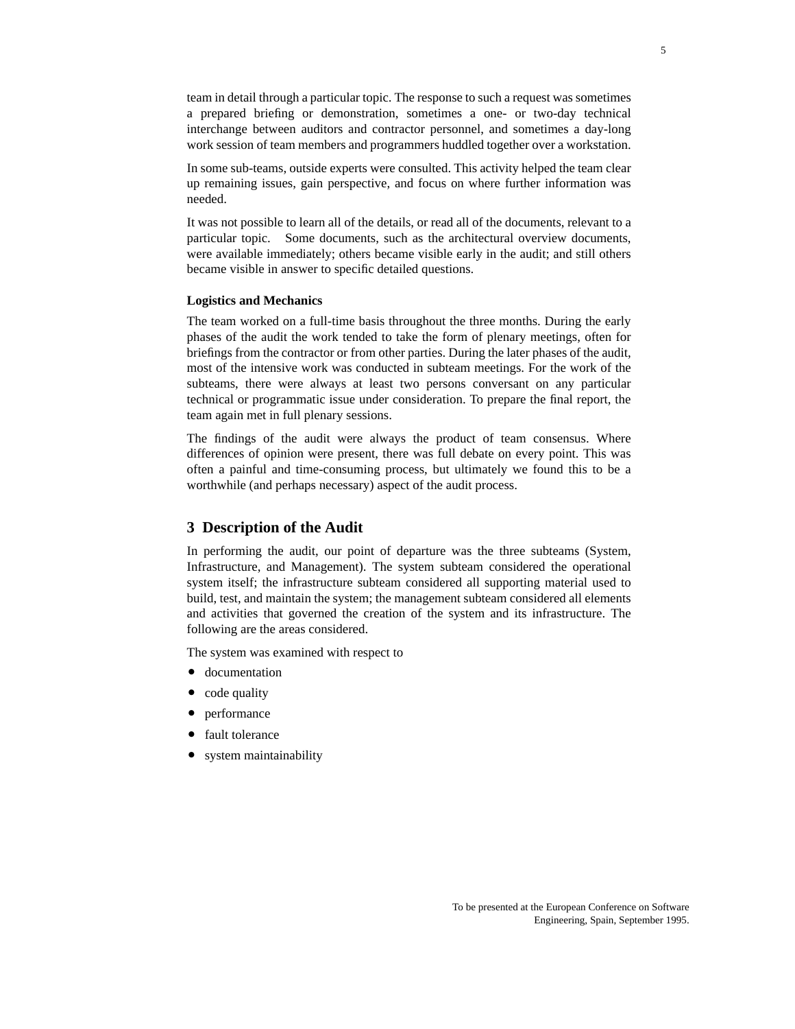team in detail through a particular topic. The response to such a request was sometimes a prepared briefing or demonstration, sometimes a one- or two-day technical interchange between auditors and contractor personnel, and sometimes a day-long work session of team members and programmers huddled together over a workstation.

In some sub-teams, outside experts were consulted. This activity helped the team clear up remaining issues, gain perspective, and focus on where further information was needed.

It was not possible to learn all of the details, or read all of the documents, relevant to a particular topic. Some documents, such as the architectural overview documents, were available immediately; others became visible early in the audit; and still others became visible in answer to specific detailed questions.

**Logistics and Mechanics**

The team worked on a full-time basis throughout the three months. During the early phases of the audit the work tended to take the form of plenary meetings, often for briefings from the contractor or from other parties. During the later phases of the audit, most of the intensive work was conducted in subteam meetings. For the work of the subteams, there were always at least two persons conversant on any particular technical or programmatic issue under consideration. To prepare the final report, the team again met in full plenary sessions.

The findings of the audit were always the product of team consensus. Where differences of opinion were present, there was full debate on every point. This was often a painful and time-consuming process, but ultimately we found this to be a worthwhile (and perhaps necessary) aspect of the audit process.

## 3 Description of the Audit

In performing the audit, our point of departure was the three subteams (System, Infrastructure, and Management). The system subteam considered the operational system itself; the infrastructure subteam considered all supporting material used to build, test, and maintain the system; the management subteam considered all elements and activities that governed the creation of the system and its infrastructure. The following are the areas considered.

The system was examined with respect to

- documentation
- code quality
- performance
- fault tolerance
- system maintainability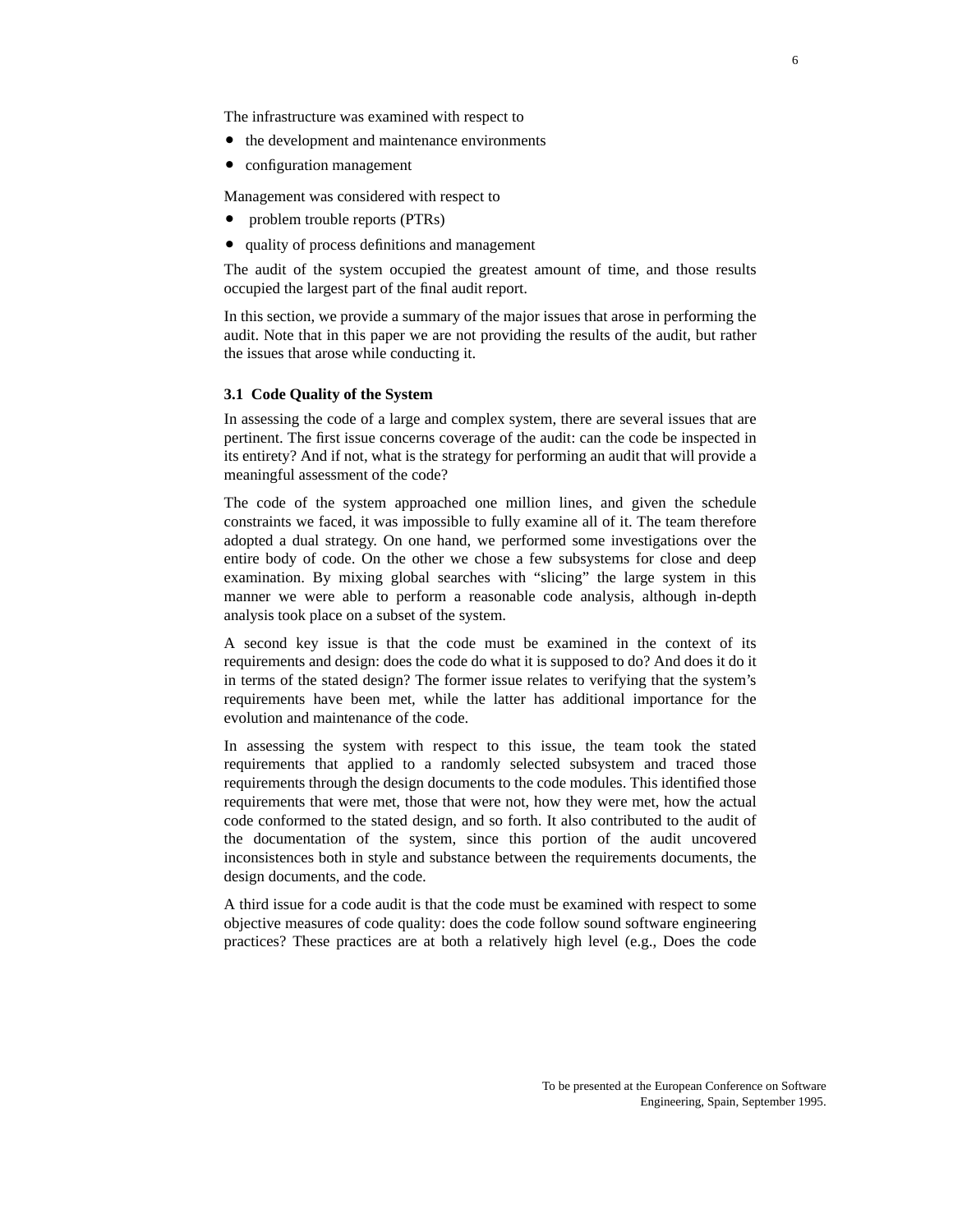The infrastructure was examined with respect to

- the development and maintenance environments
- configuration management

Management was considered with respect to

- problem trouble reports (PTRs)
- quality of process definitions and management

The audit of the system occupied the greatest amount of time, and those results occupied the largest part of the final audit report.

In this section, we provide a summary of the major issues that arose in performing the audit. Note that in this paper we are not providing the results of the audit, but rather the issues that arose while conducting it.

### 3.1 Code Quality of the System

In assessing the code of a large and complex system, there are several issues that are pertinent. The first issue concerns coverage of the audit: can the code be inspected in its entirety? And if not, what is the strategy for performing an audit that will provide a meaningful assessment of the code?

The code of the system approached one million lines, and given the schedule constraints we faced, it was impossible to fully examine all of it. The team therefore adopted a dual strategy. On one hand, we performed some investigations over the entire body of code. On the other we chose a few subsystems for close and deep examination. By mixing global searches with "slicing" the large system in this manner we were able to perform a reasonable code analysis, although in-depth analysis took place on a subset of the system.

A second key issue is that the code must be examined in the context of its requirements and design: does the code do what it is supposed to do? And does it do it in terms of the stated design? The former issue relates to verifying that the system's requirements have been met, while the latter has additional importance for the evolution and maintenance of the code.

In assessing the system with respect to this issue, the team took the stated requirements that applied to a randomly selected subsystem and traced those requirements through the design documents to the code modules. This identified those requirements that were met, those that were not, how they were met, how the actual code conformed to the stated design, and so forth. It also contributed to the audit of the documentation of the system, since this portion of the audit uncovered inconsistences both in style and substance between the requirements documents, the design documents, and the code.

A third issue for a code audit is that the code must be examined with respect to some objective measures of code quality: does the code follow sound software engineering practices? These practices are at both a relatively high level (e.g., Does the code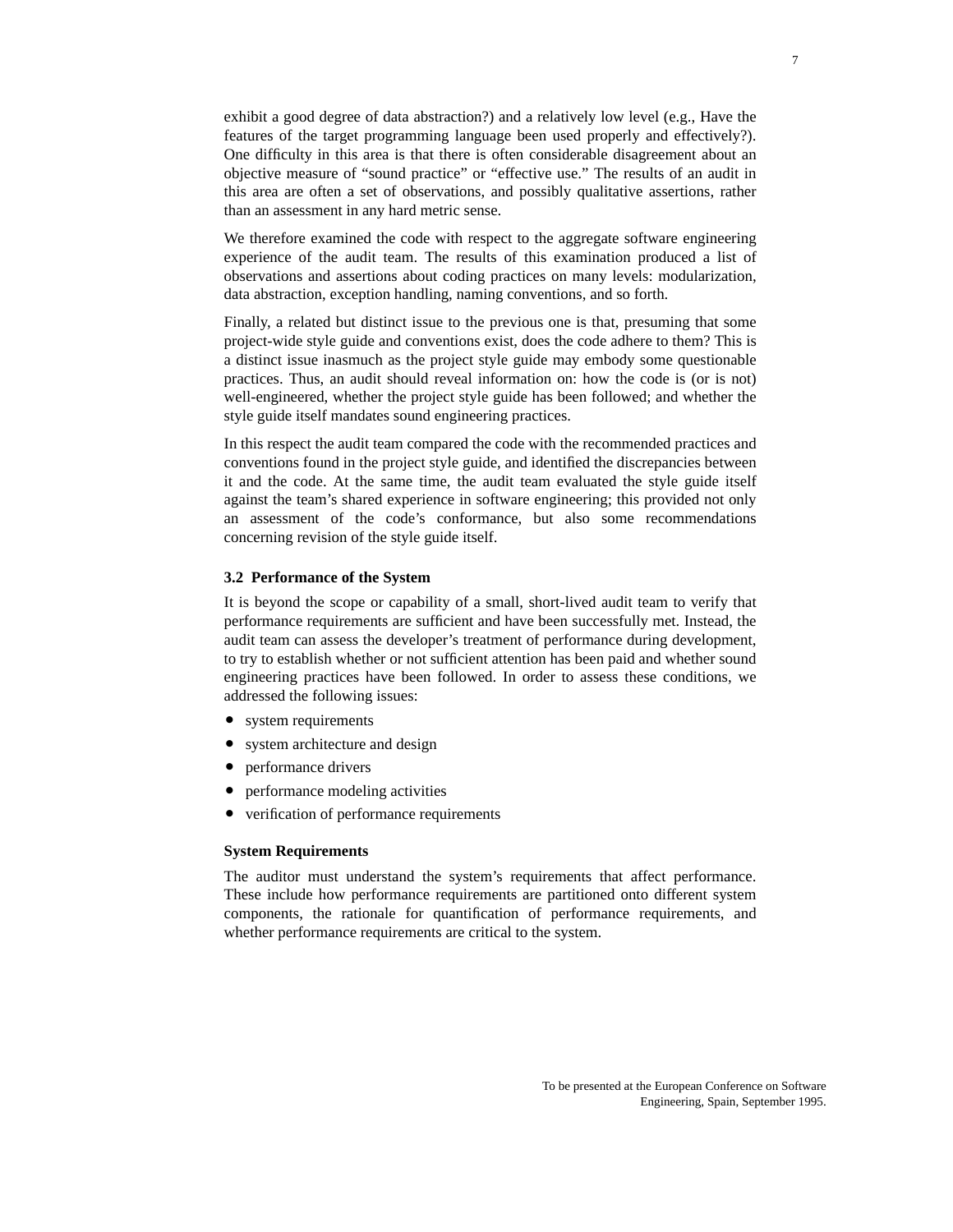exhibit a good degree of data abstraction?) and a relatively low level (e.g., Have the features of the target programming language been used properly and effectively?). One difficulty in this area is that there is often considerable disagreement about an objective measure of “sound practice” or “effective use.” The results of an audit in this area are often a set of observations, and possibly qualitative assertions, rather than an assessment in any hard metric sense.

We therefore examined the code with respect to the aggregate software engineering experience of the audit team. The results of this examination produced a list of observations and assertions about coding practices on many levels: modularization, data abstraction, exception handling, naming conventions, and so forth.

Finally, a related but distinct issue to the previous one is that, presuming that some project-wide style guide and conventions exist, does the code adhere to them? This is a distinct issue inasmuch as the project style guide may embody some questionable practices. Thus, an audit should reveal information on: how the code is (or is not) well-engineered, whether the project style guide has been followed; and whether the style guide itself mandates sound engineering practices.

In this respect the audit team compared the code with the recommended practices and conventions found in the project style guide, and identified the discrepancies between it and the code. At the same time, the audit team evaluated the style guide itself against the team’s shared experience in software engineering; this provided not only an assessment of the code’s conformance, but also some recommendations concerning revision of the style guide itself.

### 3.2 Performance of the System

It is beyond the scope or capability of a small, short-lived audit team to verify that performance requirements are sufficient and have been successfully met. Instead, the audit team can assess the developer’s treatment of performance during development, to try to establish whether or not sufficient attention has been paid and whether sound engineering practices have been followed. In order to assess these conditions, we addressed the following issues:

- system requirements
- system architecture and design
- performance drivers
- performance modeling activities
- verification of performance requirements

#### System Requirements

The auditor must understand the system’s requirements that affect performance. These include how performance requirements are partitioned onto different system components, the rationale for quantification of performance requirements, and whether performance requirements are critical to the system.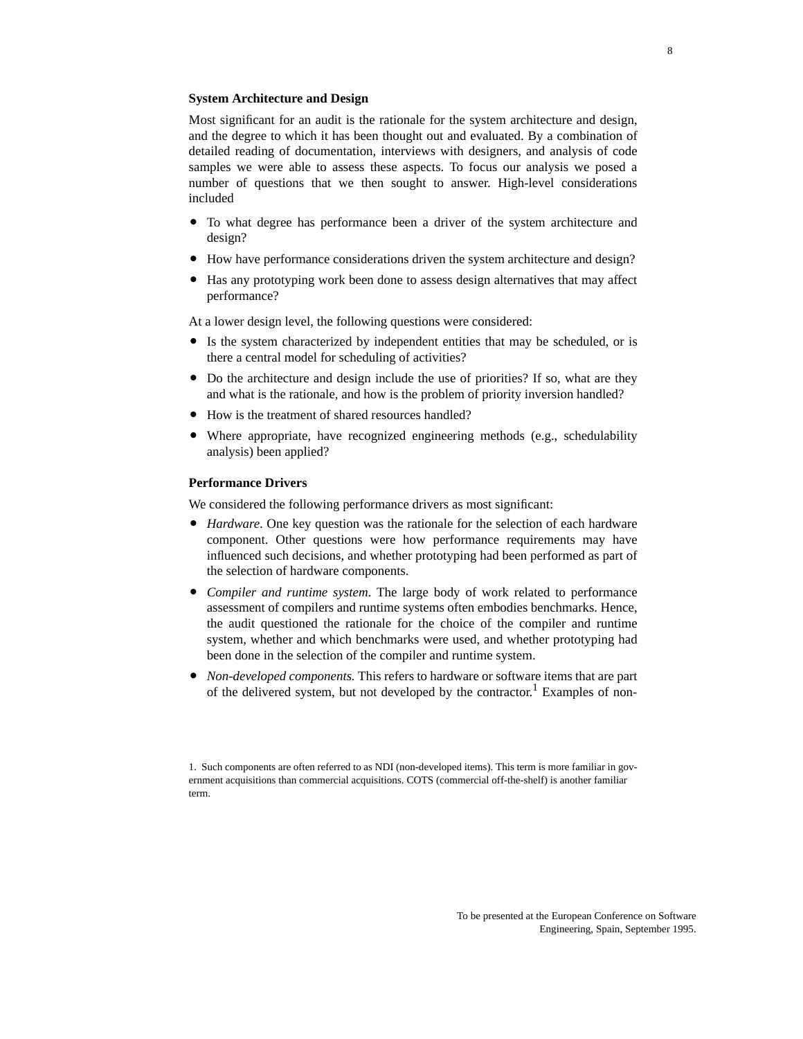**System Architecture and Design**

Most significant for an audit is the rationale for the system architecture and design, and the degree to which it has been thought out and evaluated. By a combination of detailed reading of documentation, interviews with designers, and analysis of code samples we were able to assess these aspects. To focus our analysis we posed a number of questions that we then sought to answer. High-level considerations included

- To what degree has performance been a driver of the system architecture and design?
- How have performance considerations driven the system architecture and design?
- Has any prototyping work been done to assess design alternatives that may affect performance?

At a lower design level, the following questions were considered:

- Is the system characterized by independent entities that may be scheduled, or is there a central model for scheduling of activities?
- Do the architecture and design include the use of priorities? If so, what are they and what is the rationale, and how is the problem of priority inversion handled?
- How is the treatment of shared resources handled?
- Where appropriate, have recognized engineering methods (e.g., schedulability analysis) been applied?

**Performance Drivers**

We considered the following performance drivers as most significant:

- *Hardware*. One key question was the rationale for the selection of each hardware component. Other questions were how performance requirements may have influenced such decisions, and whether prototyping had been performed as part of the selection of hardware components.
- *Compiler and runtime system*. The large body of work related to performance assessment of compilers and runtime systems often embodies benchmarks. Hence, the audit questioned the rationale for the choice of the compiler and runtime system, whether and which benchmarks were used, and whether prototyping had been done in the selection of the compiler and runtime system.
- *Non-developed components.* This refers to hardware or software items that are part of the delivered system, but not developed by the contractor.[1] Examples of non-

1. Such components are often referred to as NDI (non-developed items). This term is more familiar in government acquisitions than commercial acquisitions. COTS (commercial off-the-shelf) is another familiar term.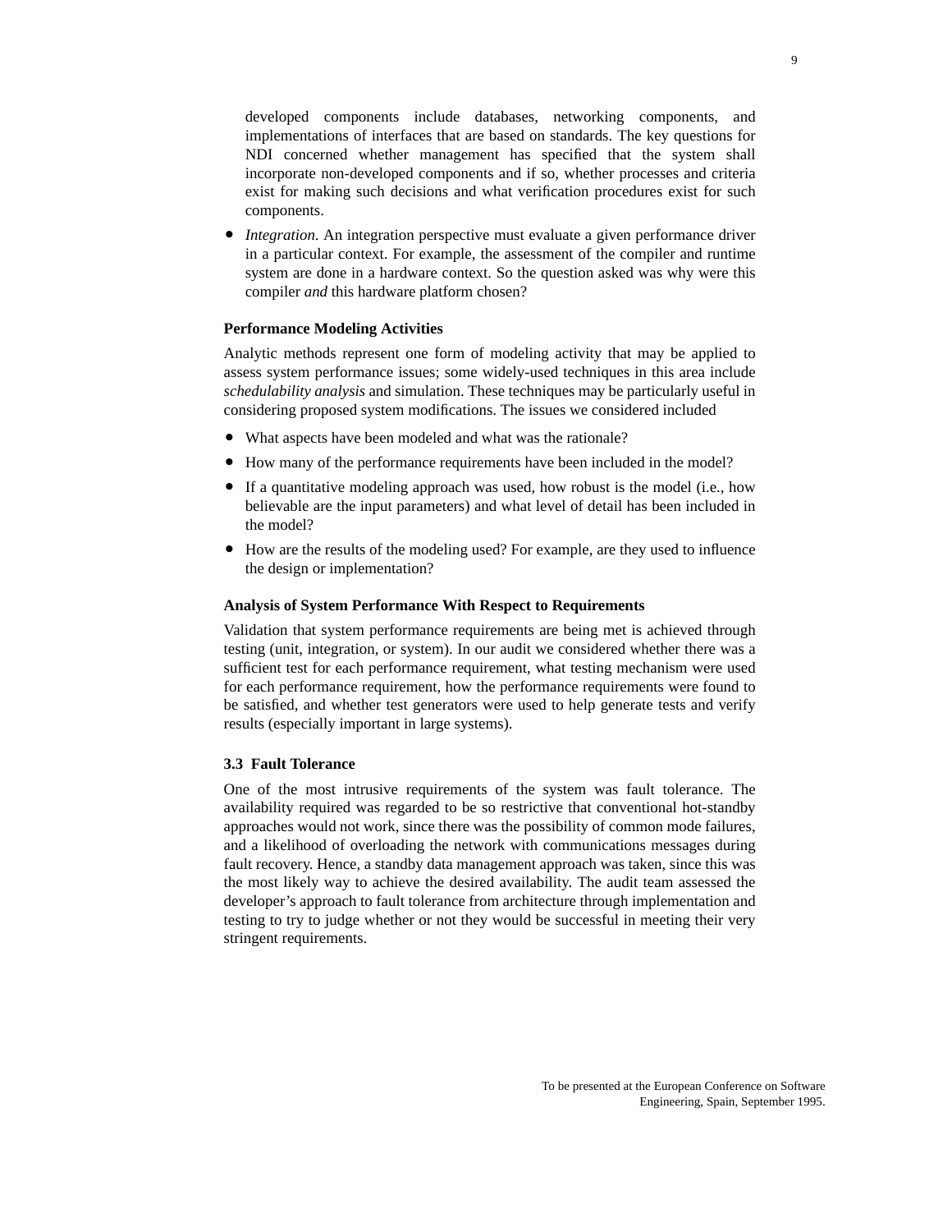developed components include databases, networking components, and implementations of interfaces that are based on standards. The key questions for NDI concerned whether management has specified that the system shall incorporate non-developed components and if so, whether processes and criteria exist for making such decisions and what verification procedures exist for such components.

- *Integration.* An integration perspective must evaluate a given performance driver in a particular context. For example, the assessment of the compiler and runtime system are done in a hardware context. So the question asked was why were this compiler *and* this hardware platform chosen?

**Performance Modeling Activities**

Analytic methods represent one form of modeling activity that may be applied to assess system performance issues; some widely-used techniques in this area include *schedulability analysis* and simulation. These techniques may be particularly useful in considering proposed system modifications. The issues we considered included

- What aspects have been modeled and what was the rationale?
- How many of the performance requirements have been included in the model?
- If a quantitative modeling approach was used, how robust is the model (i.e., how believable are the input parameters) and what level of detail has been included in the model?
- How are the results of the modeling used? For example, are they used to influence the design or implementation?

**Analysis of System Performance With Respect to Requirements**

Validation that system performance requirements are being met is achieved through testing (unit, integration, or system). In our audit we considered whether there was a sufficient test for each performance requirement, what testing mechanism were used for each performance requirement, how the performance requirements were found to be satisfied, and whether test generators were used to help generate tests and verify results (especially important in large systems).

### 3.3 Fault Tolerance

One of the most intrusive requirements of the system was fault tolerance. The availability required was regarded to be so restrictive that conventional hot-standby approaches would not work, since there was the possibility of common mode failures, and a likelihood of overloading the network with communications messages during fault recovery. Hence, a standby data management approach was taken, since this was the most likely way to achieve the desired availability. The audit team assessed the developer's approach to fault tolerance from architecture through implementation and testing to try to judge whether or not they would be successful in meeting their very stringent requirements.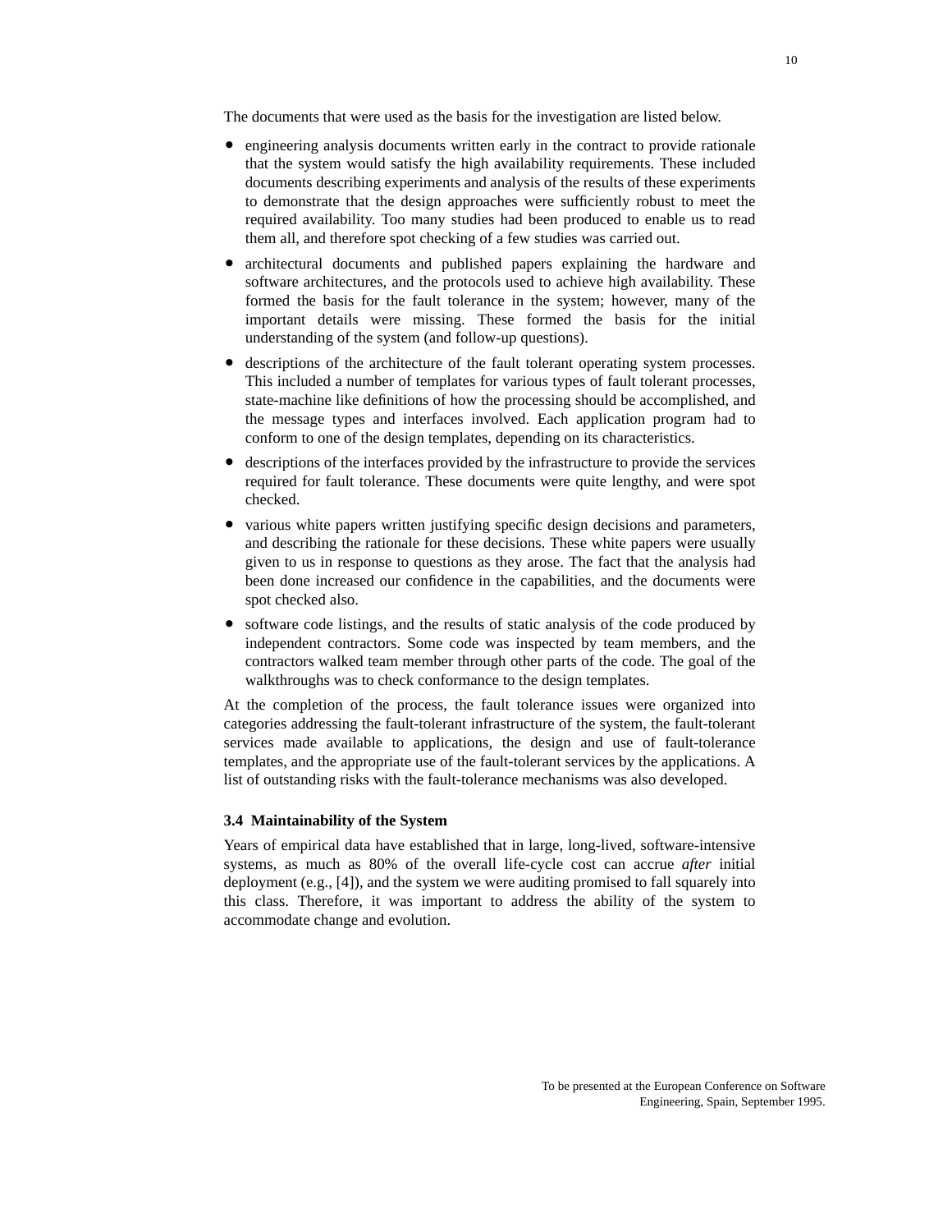The documents that were used as the basis for the investigation are listed below.

- engineering analysis documents written early in the contract to provide rationale that the system would satisfy the high availability requirements. These included documents describing experiments and analysis of the results of these experiments to demonstrate that the design approaches were sufficiently robust to meet the required availability. Too many studies had been produced to enable us to read them all, and therefore spot checking of a few studies was carried out.
- architectural documents and published papers explaining the hardware and software architectures, and the protocols used to achieve high availability. These formed the basis for the fault tolerance in the system; however, many of the important details were missing. These formed the basis for the initial understanding of the system (and follow-up questions).
- descriptions of the architecture of the fault tolerant operating system processes. This included a number of templates for various types of fault tolerant processes, state-machine like definitions of how the processing should be accomplished, and the message types and interfaces involved. Each application program had to conform to one of the design templates, depending on its characteristics.
- descriptions of the interfaces provided by the infrastructure to provide the services required for fault tolerance. These documents were quite lengthy, and were spot checked.
- various white papers written justifying specific design decisions and parameters, and describing the rationale for these decisions. These white papers were usually given to us in response to questions as they arose. The fact that the analysis had been done increased our confidence in the capabilities, and the documents were spot checked also.
- software code listings, and the results of static analysis of the code produced by independent contractors. Some code was inspected by team members, and the contractors walked team member through other parts of the code. The goal of the walkthroughs was to check conformance to the design templates.

At the completion of the process, the fault tolerance issues were organized into categories addressing the fault-tolerant infrastructure of the system, the fault-tolerant services made available to applications, the design and use of fault-tolerance templates, and the appropriate use of the fault-tolerant services by the applications. A list of outstanding risks with the fault-tolerance mechanisms was also developed.

### 3.4 Maintainability of the System

Years of empirical data have established that in large, long-lived, software-intensive systems, as much as 80% of the overall life-cycle cost can accrue *after* initial deployment (e.g., [4]), and the system we were auditing promised to fall squarely into this class. Therefore, it was important to address the ability of the system to accommodate change and evolution.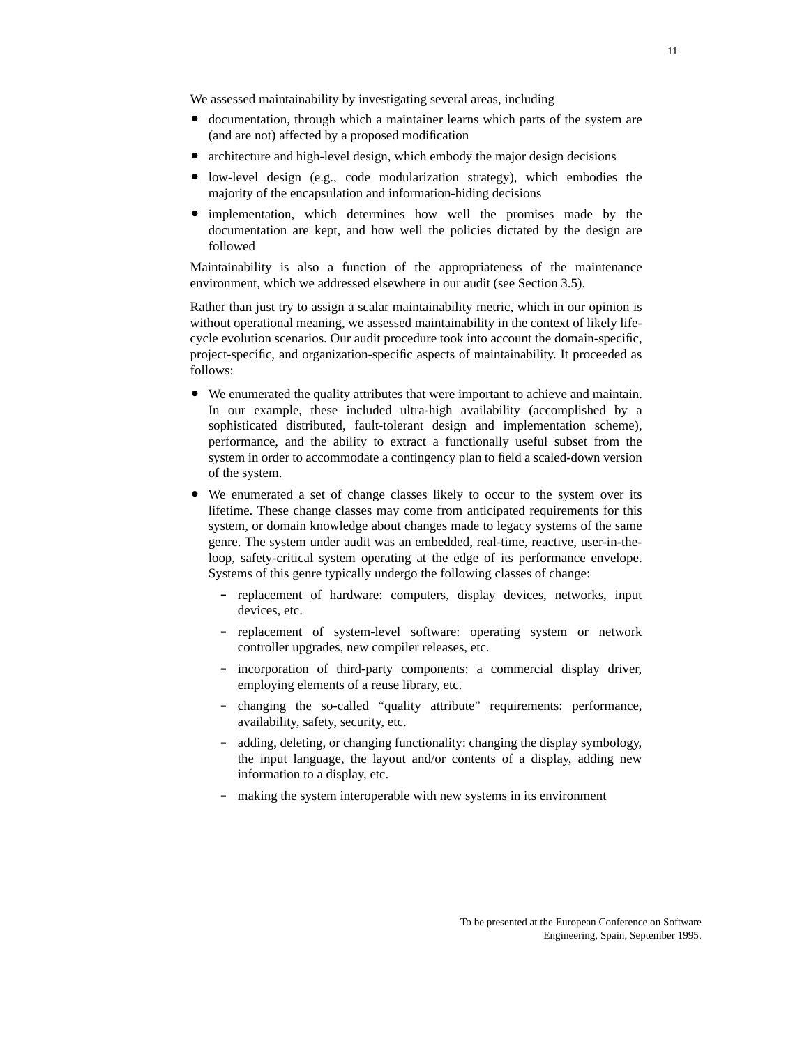We assessed maintainability by investigating several areas, including

- documentation, through which a maintainer learns which parts of the system are (and are not) affected by a proposed modification
- architecture and high-level design, which embody the major design decisions
- low-level design (e.g., code modularization strategy), which embodies the majority of the encapsulation and information-hiding decisions
- implementation, which determines how well the promises made by the documentation are kept, and how well the policies dictated by the design are followed

Maintainability is also a function of the appropriateness of the maintenance environment, which we addressed elsewhere in our audit (see Section 3.5).

Rather than just try to assign a scalar maintainability metric, which in our opinion is without operational meaning, we assessed maintainability in the context of likely life-cycle evolution scenarios. Our audit procedure took into account the domain-specific, project-specific, and organization-specific aspects of maintainability. It proceeded as follows:

- We enumerated the quality attributes that were important to achieve and maintain. In our example, these included ultra-high availability (accomplished by a sophisticated distributed, fault-tolerant design and implementation scheme), performance, and the ability to extract a functionally useful subset from the system in order to accommodate a contingency plan to field a scaled-down version of the system.
- We enumerated a set of change classes likely to occur to the system over its lifetime. These change classes may come from anticipated requirements for this system, or domain knowledge about changes made to legacy systems of the same genre. The system under audit was an embedded, real-time, reactive, user-in-the-loop, safety-critical system operating at the edge of its performance envelope. Systems of this genre typically undergo the following classes of change:
  - replacement of hardware: computers, display devices, networks, input devices, etc.
  - replacement of system-level software: operating system or network controller upgrades, new compiler releases, etc.
  - incorporation of third-party components: a commercial display driver, employing elements of a reuse library, etc.
  - changing the so-called “quality attribute” requirements: performance, availability, safety, security, etc.
  - adding, deleting, or changing functionality: changing the display symbology, the input language, the layout and/or contents of a display, adding new information to a display, etc.
  - making the system interoperable with new systems in its environment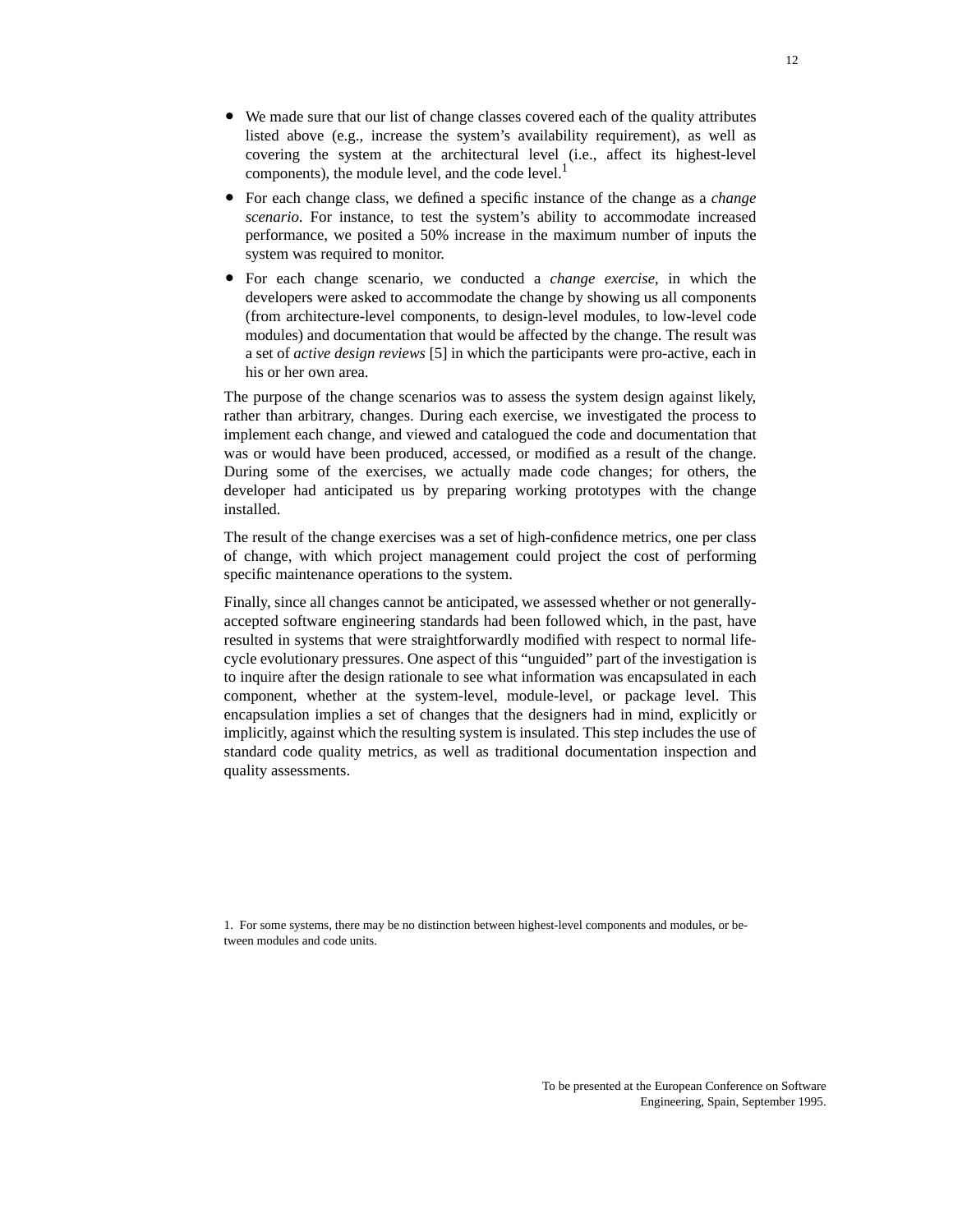- We made sure that our list of change classes covered each of the quality attributes listed above (e.g., increase the system's availability requirement), as well as covering the system at the architectural level (i.e., affect its highest-level components), the module level, and the code level.[1]
- For each change class, we defined a specific instance of the change as a *change scenario*. For instance, to test the system's ability to accommodate increased performance, we posited a 50% increase in the maximum number of inputs the system was required to monitor.
- For each change scenario, we conducted a *change exercise*, in which the developers were asked to accommodate the change by showing us all components (from architecture-level components, to design-level modules, to low-level code modules) and documentation that would be affected by the change. The result was a set of *active design reviews* [5] in which the participants were pro-active, each in his or her own area.

The purpose of the change scenarios was to assess the system design against likely, rather than arbitrary, changes. During each exercise, we investigated the process to implement each change, and viewed and catalogued the code and documentation that was or would have been produced, accessed, or modified as a result of the change. During some of the exercises, we actually made code changes; for others, the developer had anticipated us by preparing working prototypes with the change installed.

The result of the change exercises was a set of high-confidence metrics, one per class of change, with which project management could project the cost of performing specific maintenance operations to the system.

Finally, since all changes cannot be anticipated, we assessed whether or not generally-accepted software engineering standards had been followed which, in the past, have resulted in systems that were straightforwardly modified with respect to normal life-cycle evolutionary pressures. One aspect of this "unguided" part of the investigation is to inquire after the design rationale to see what information was encapsulated in each component, whether at the system-level, module-level, or package level. This encapsulation implies a set of changes that the designers had in mind, explicitly or implicitly, against which the resulting system is insulated. This step includes the use of standard code quality metrics, as well as traditional documentation inspection and quality assessments.

1. For some systems, there may be no distinction between highest-level components and modules, or between modules and code units.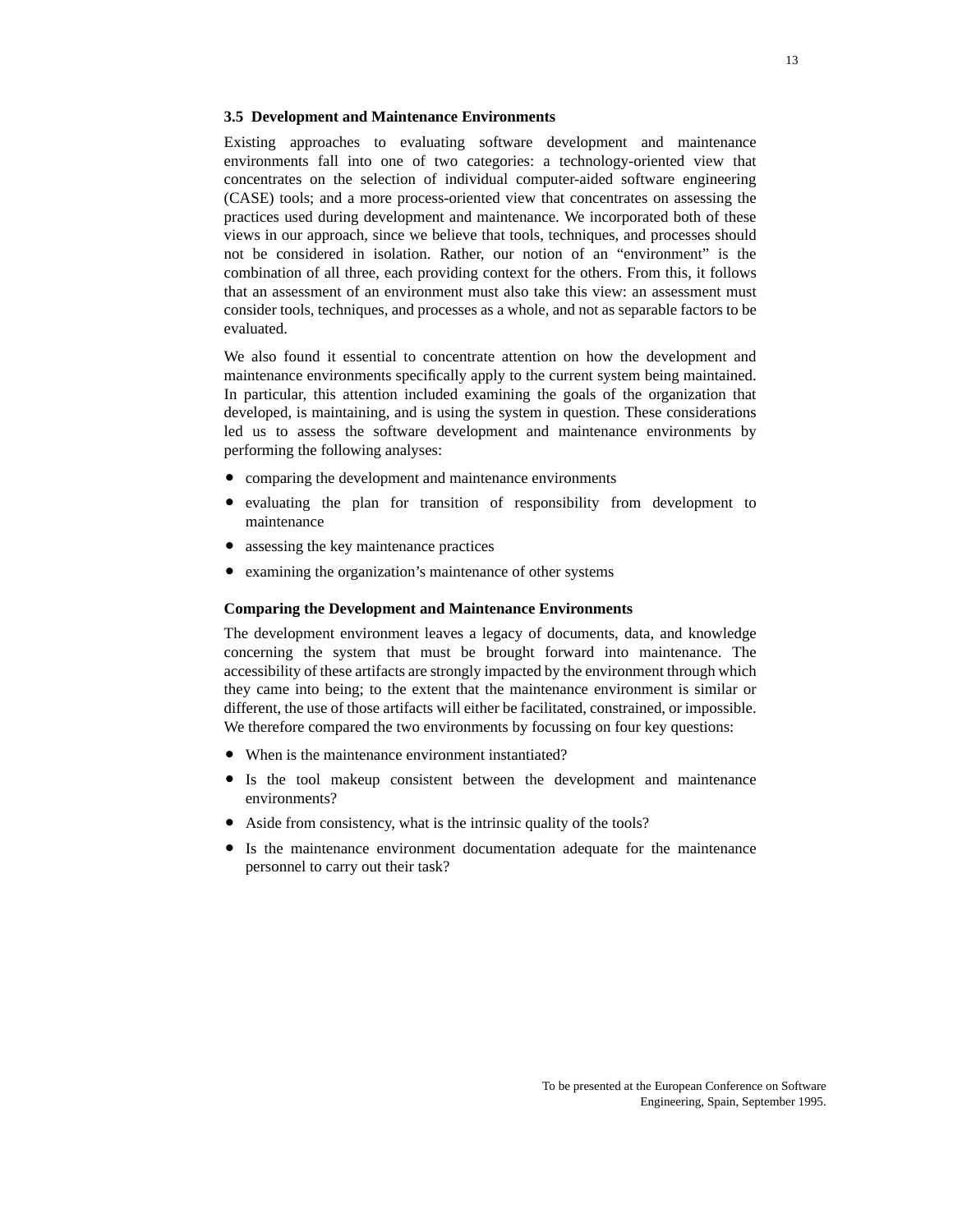### 3.5 Development and Maintenance Environments

Existing approaches to evaluating software development and maintenance environments fall into one of two categories: a technology-oriented view that concentrates on the selection of individual computer-aided software engineering (CASE) tools; and a more process-oriented view that concentrates on assessing the practices used during development and maintenance. We incorporated both of these views in our approach, since we believe that tools, techniques, and processes should not be considered in isolation. Rather, our notion of an "environment" is the combination of all three, each providing context for the others. From this, it follows that an assessment of an environment must also take this view: an assessment must consider tools, techniques, and processes as a whole, and not as separable factors to be evaluated.

We also found it essential to concentrate attention on how the development and maintenance environments specifically apply to the current system being maintained. In particular, this attention included examining the goals of the organization that developed, is maintaining, and is using the system in question. These considerations led us to assess the software development and maintenance environments by performing the following analyses:

- comparing the development and maintenance environments
- evaluating the plan for transition of responsibility from development to maintenance
- assessing the key maintenance practices
- examining the organization's maintenance of other systems

#### Comparing the Development and Maintenance Environments

The development environment leaves a legacy of documents, data, and knowledge concerning the system that must be brought forward into maintenance. The accessibility of these artifacts are strongly impacted by the environment through which they came into being; to the extent that the maintenance environment is similar or different, the use of those artifacts will either be facilitated, constrained, or impossible. We therefore compared the two environments by focussing on four key questions:

- When is the maintenance environment instantiated?
- Is the tool makeup consistent between the development and maintenance environments?
- Aside from consistency, what is the intrinsic quality of the tools?
- Is the maintenance environment documentation adequate for the maintenance personnel to carry out their task?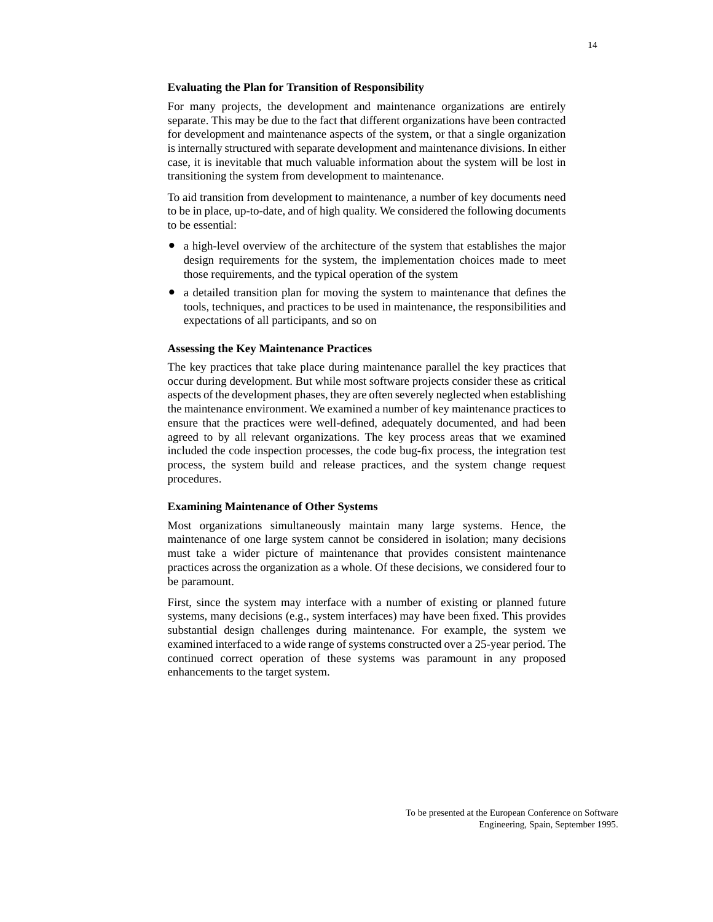### Evaluating the Plan for Transition of Responsibility

For many projects, the development and maintenance organizations are entirely separate. This may be due to the fact that different organizations have been contracted for development and maintenance aspects of the system, or that a single organization is internally structured with separate development and maintenance divisions. In either case, it is inevitable that much valuable information about the system will be lost in transitioning the system from development to maintenance.

To aid transition from development to maintenance, a number of key documents need to be in place, up-to-date, and of high quality. We considered the following documents to be essential:

- a high-level overview of the architecture of the system that establishes the major design requirements for the system, the implementation choices made to meet those requirements, and the typical operation of the system
- a detailed transition plan for moving the system to maintenance that defines the tools, techniques, and practices to be used in maintenance, the responsibilities and expectations of all participants, and so on

### Assessing the Key Maintenance Practices

The key practices that take place during maintenance parallel the key practices that occur during development. But while most software projects consider these as critical aspects of the development phases, they are often severely neglected when establishing the maintenance environment. We examined a number of key maintenance practices to ensure that the practices were well-defined, adequately documented, and had been agreed to by all relevant organizations. The key process areas that we examined included the code inspection processes, the code bug-fix process, the integration test process, the system build and release practices, and the system change request procedures.

### Examining Maintenance of Other Systems

Most organizations simultaneously maintain many large systems. Hence, the maintenance of one large system cannot be considered in isolation; many decisions must take a wider picture of maintenance that provides consistent maintenance practices across the organization as a whole. Of these decisions, we considered four to be paramount.

First, since the system may interface with a number of existing or planned future systems, many decisions (e.g., system interfaces) may have been fixed. This provides substantial design challenges during maintenance. For example, the system we examined interfaced to a wide range of systems constructed over a 25-year period. The continued correct operation of these systems was paramount in any proposed enhancements to the target system.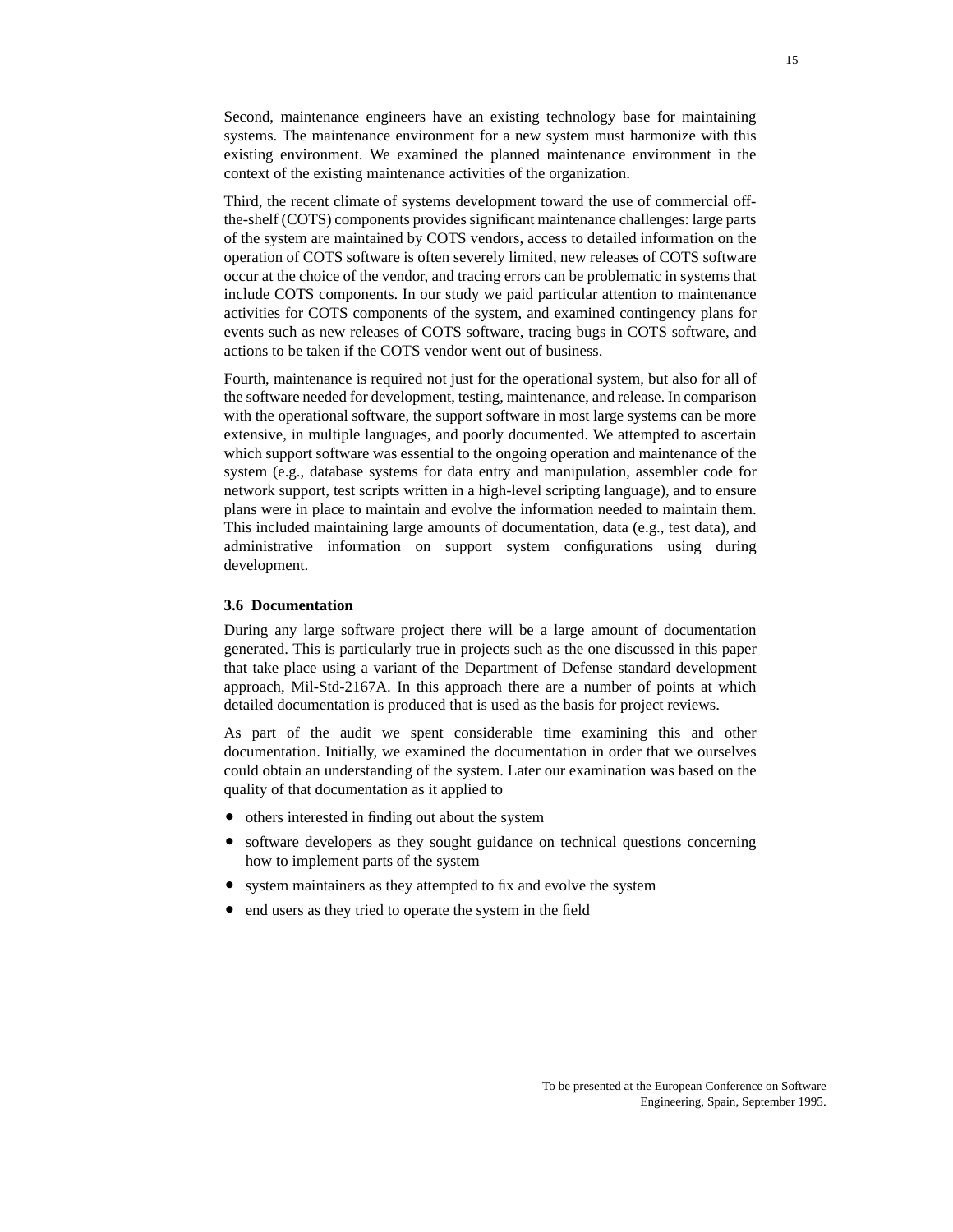Second, maintenance engineers have an existing technology base for maintaining systems. The maintenance environment for a new system must harmonize with this existing environment. We examined the planned maintenance environment in the context of the existing maintenance activities of the organization.

Third, the recent climate of systems development toward the use of commercial off-the-shelf (COTS) components provides significant maintenance challenges: large parts of the system are maintained by COTS vendors, access to detailed information on the operation of COTS software is often severely limited, new releases of COTS software occur at the choice of the vendor, and tracing errors can be problematic in systems that include COTS components. In our study we paid particular attention to maintenance activities for COTS components of the system, and examined contingency plans for events such as new releases of COTS software, tracing bugs in COTS software, and actions to be taken if the COTS vendor went out of business.

Fourth, maintenance is required not just for the operational system, but also for all of the software needed for development, testing, maintenance, and release. In comparison with the operational software, the support software in most large systems can be more extensive, in multiple languages, and poorly documented. We attempted to ascertain which support software was essential to the ongoing operation and maintenance of the system (e.g., database systems for data entry and manipulation, assembler code for network support, test scripts written in a high-level scripting language), and to ensure plans were in place to maintain and evolve the information needed to maintain them. This included maintaining large amounts of documentation, data (e.g., test data), and administrative information on support system configurations using during development.

### 3.6 Documentation

During any large software project there will be a large amount of documentation generated. This is particularly true in projects such as the one discussed in this paper that take place using a variant of the Department of Defense standard development approach, Mil-Std-2167A. In this approach there are a number of points at which detailed documentation is produced that is used as the basis for project reviews.

As part of the audit we spent considerable time examining this and other documentation. Initially, we examined the documentation in order that we ourselves could obtain an understanding of the system. Later our examination was based on the quality of that documentation as it applied to

- others interested in finding out about the system
- software developers as they sought guidance on technical questions concerning how to implement parts of the system
- system maintainers as they attempted to fix and evolve the system
- end users as they tried to operate the system in the field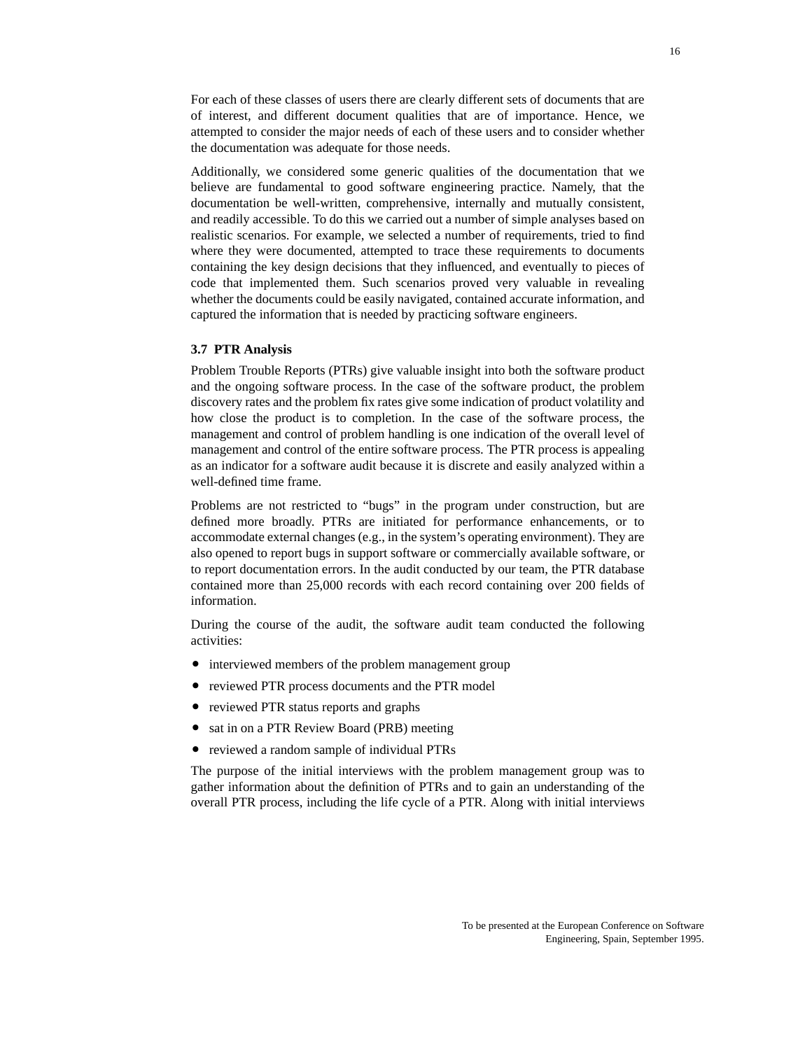For each of these classes of users there are clearly different sets of documents that are of interest, and different document qualities that are of importance. Hence, we attempted to consider the major needs of each of these users and to consider whether the documentation was adequate for those needs.

Additionally, we considered some generic qualities of the documentation that we believe are fundamental to good software engineering practice. Namely, that the documentation be well-written, comprehensive, internally and mutually consistent, and readily accessible. To do this we carried out a number of simple analyses based on realistic scenarios. For example, we selected a number of requirements, tried to find where they were documented, attempted to trace these requirements to documents containing the key design decisions that they influenced, and eventually to pieces of code that implemented them. Such scenarios proved very valuable in revealing whether the documents could be easily navigated, contained accurate information, and captured the information that is needed by practicing software engineers.

### 3.7 PTR Analysis

Problem Trouble Reports (PTRs) give valuable insight into both the software product and the ongoing software process. In the case of the software product, the problem discovery rates and the problem fix rates give some indication of product volatility and how close the product is to completion. In the case of the software process, the management and control of problem handling is one indication of the overall level of management and control of the entire software process. The PTR process is appealing as an indicator for a software audit because it is discrete and easily analyzed within a well-defined time frame.

Problems are not restricted to "bugs" in the program under construction, but are defined more broadly. PTRs are initiated for performance enhancements, or to accommodate external changes (e.g., in the system's operating environment). They are also opened to report bugs in support software or commercially available software, or to report documentation errors. In the audit conducted by our team, the PTR database contained more than 25,000 records with each record containing over 200 fields of information.

During the course of the audit, the software audit team conducted the following activities:

- interviewed members of the problem management group
- reviewed PTR process documents and the PTR model
- reviewed PTR status reports and graphs
- sat in on a PTR Review Board (PRB) meeting
- reviewed a random sample of individual PTRs

The purpose of the initial interviews with the problem management group was to gather information about the definition of PTRs and to gain an understanding of the overall PTR process, including the life cycle of a PTR. Along with initial interviews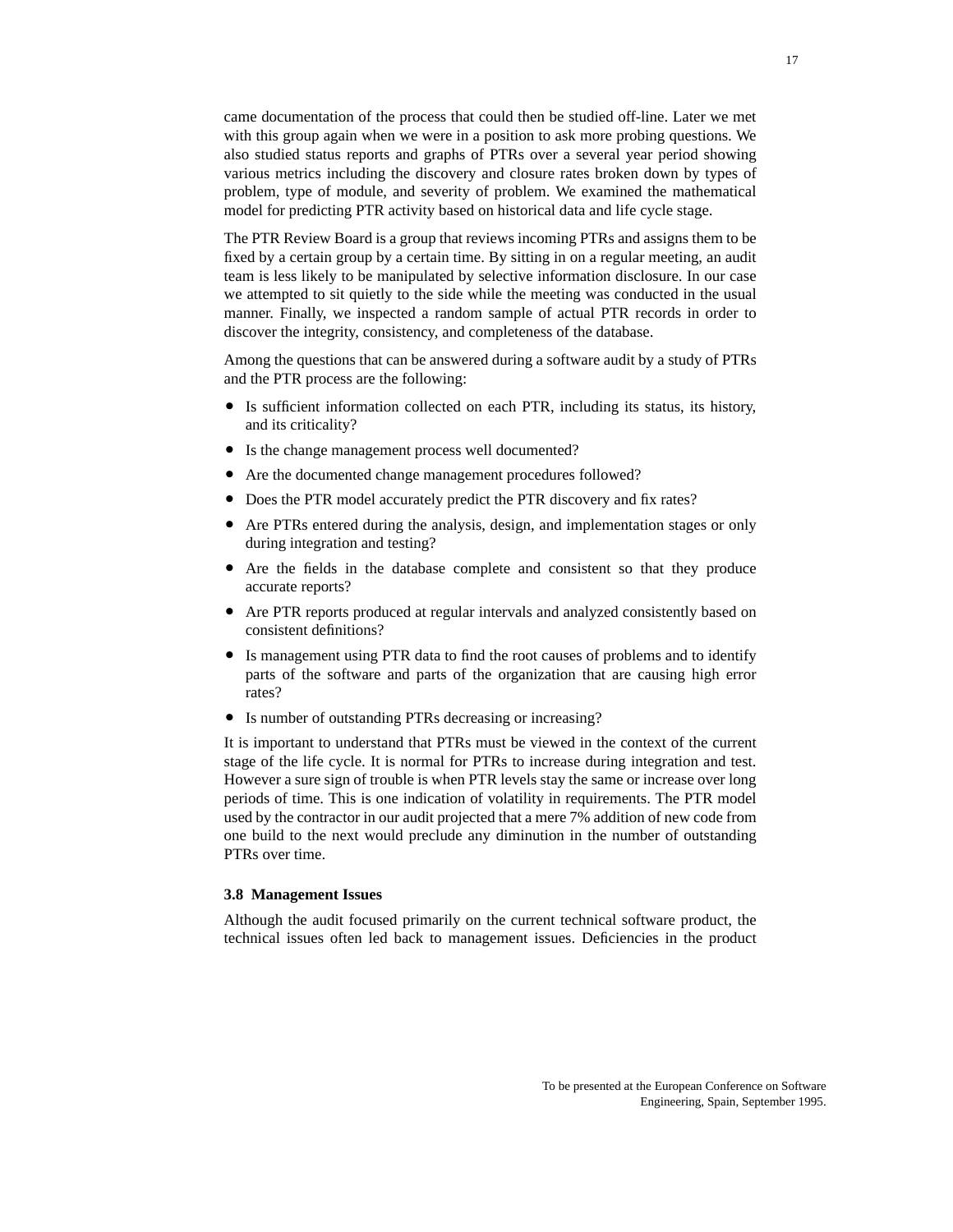came documentation of the process that could then be studied off-line. Later we met with this group again when we were in a position to ask more probing questions. We also studied status reports and graphs of PTRs over a several year period showing various metrics including the discovery and closure rates broken down by types of problem, type of module, and severity of problem. We examined the mathematical model for predicting PTR activity based on historical data and life cycle stage.

The PTR Review Board is a group that reviews incoming PTRs and assigns them to be fixed by a certain group by a certain time. By sitting in on a regular meeting, an audit team is less likely to be manipulated by selective information disclosure. In our case we attempted to sit quietly to the side while the meeting was conducted in the usual manner. Finally, we inspected a random sample of actual PTR records in order to discover the integrity, consistency, and completeness of the database.

Among the questions that can be answered during a software audit by a study of PTRs and the PTR process are the following:

- Is sufficient information collected on each PTR, including its status, its history, and its criticality?
- Is the change management process well documented?
- Are the documented change management procedures followed?
- Does the PTR model accurately predict the PTR discovery and fix rates?
- Are PTRs entered during the analysis, design, and implementation stages or only during integration and testing?
- Are the fields in the database complete and consistent so that they produce accurate reports?
- Are PTR reports produced at regular intervals and analyzed consistently based on consistent definitions?
- Is management using PTR data to find the root causes of problems and to identify parts of the software and parts of the organization that are causing high error rates?
- Is number of outstanding PTRs decreasing or increasing?

It is important to understand that PTRs must be viewed in the context of the current stage of the life cycle. It is normal for PTRs to increase during integration and test. However a sure sign of trouble is when PTR levels stay the same or increase over long periods of time. This is one indication of volatility in requirements. The PTR model used by the contractor in our audit projected that a mere 7% addition of new code from one build to the next would preclude any diminution in the number of outstanding PTRs over time.

### 3.8 Management Issues

Although the audit focused primarily on the current technical software product, the technical issues often led back to management issues. Deficiencies in the product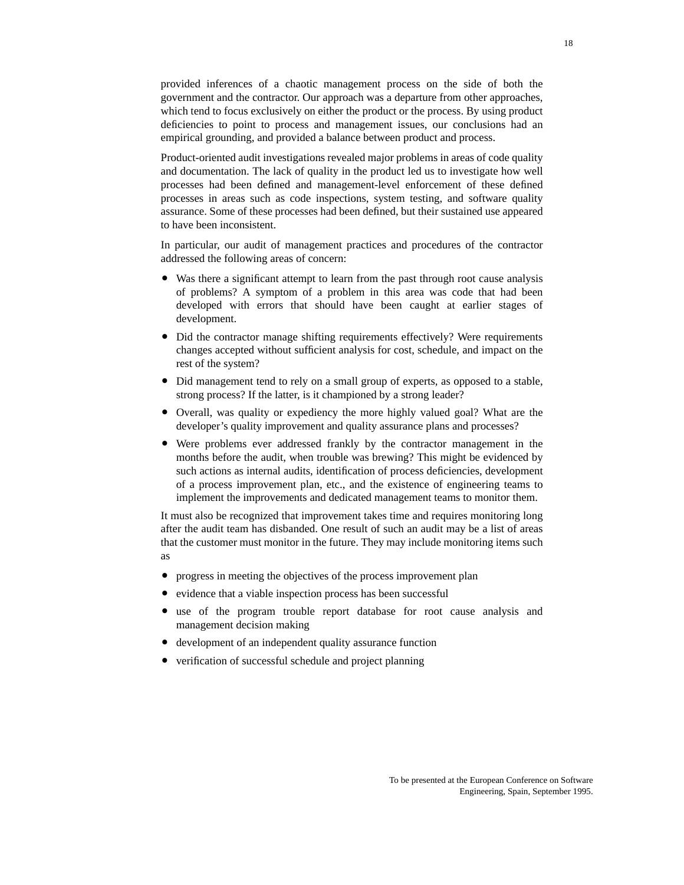provided inferences of a chaotic management process on the side of both the government and the contractor. Our approach was a departure from other approaches, which tend to focus exclusively on either the product or the process. By using product deficiencies to point to process and management issues, our conclusions had an empirical grounding, and provided a balance between product and process.

Product-oriented audit investigations revealed major problems in areas of code quality and documentation. The lack of quality in the product led us to investigate how well processes had been defined and management-level enforcement of these defined processes in areas such as code inspections, system testing, and software quality assurance. Some of these processes had been defined, but their sustained use appeared to have been inconsistent.

In particular, our audit of management practices and procedures of the contractor addressed the following areas of concern:

- Was there a significant attempt to learn from the past through root cause analysis of problems? A symptom of a problem in this area was code that had been developed with errors that should have been caught at earlier stages of development.
- Did the contractor manage shifting requirements effectively? Were requirements changes accepted without sufficient analysis for cost, schedule, and impact on the rest of the system?
- Did management tend to rely on a small group of experts, as opposed to a stable, strong process? If the latter, is it championed by a strong leader?
- Overall, was quality or expediency the more highly valued goal? What are the developer's quality improvement and quality assurance plans and processes?
- Were problems ever addressed frankly by the contractor management in the months before the audit, when trouble was brewing? This might be evidenced by such actions as internal audits, identification of process deficiencies, development of a process improvement plan, etc., and the existence of engineering teams to implement the improvements and dedicated management teams to monitor them.

It must also be recognized that improvement takes time and requires monitoring long after the audit team has disbanded. One result of such an audit may be a list of areas that the customer must monitor in the future. They may include monitoring items such as

- progress in meeting the objectives of the process improvement plan
- evidence that a viable inspection process has been successful
- use of the program trouble report database for root cause analysis and management decision making
- development of an independent quality assurance function
- verification of successful schedule and project planning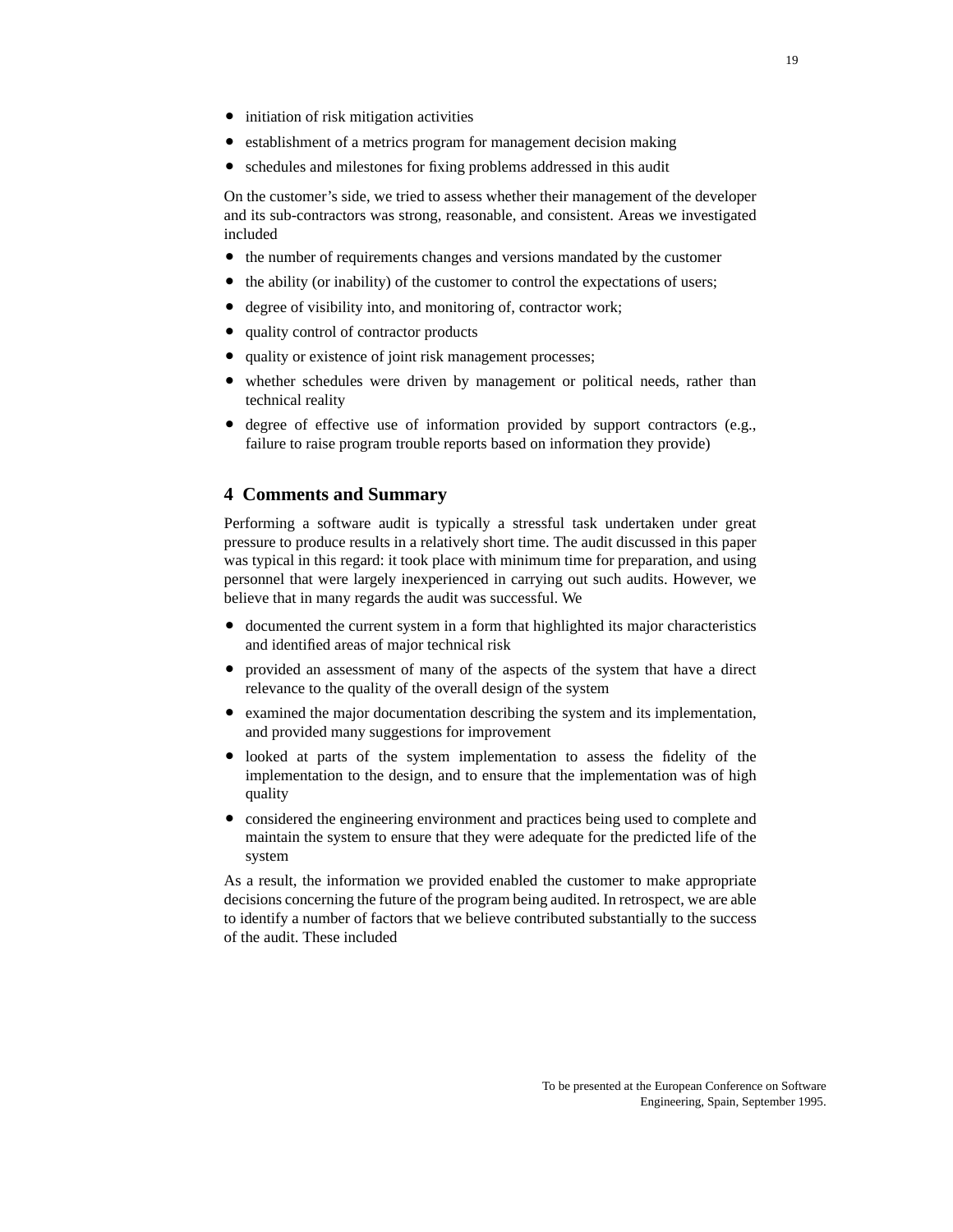- initiation of risk mitigation activities
- establishment of a metrics program for management decision making
- schedules and milestones for fixing problems addressed in this audit

On the customer's side, we tried to assess whether their management of the developer and its sub-contractors was strong, reasonable, and consistent. Areas we investigated included

- the number of requirements changes and versions mandated by the customer
- the ability (or inability) of the customer to control the expectations of users;
- degree of visibility into, and monitoring of, contractor work;
- quality control of contractor products
- quality or existence of joint risk management processes;
- whether schedules were driven by management or political needs, rather than technical reality
- degree of effective use of information provided by support contractors (e.g., failure to raise program trouble reports based on information they provide)

## 4 Comments and Summary

Performing a software audit is typically a stressful task undertaken under great pressure to produce results in a relatively short time. The audit discussed in this paper was typical in this regard: it took place with minimum time for preparation, and using personnel that were largely inexperienced in carrying out such audits. However, we believe that in many regards the audit was successful. We

- documented the current system in a form that highlighted its major characteristics and identified areas of major technical risk
- provided an assessment of many of the aspects of the system that have a direct relevance to the quality of the overall design of the system
- examined the major documentation describing the system and its implementation, and provided many suggestions for improvement
- looked at parts of the system implementation to assess the fidelity of the implementation to the design, and to ensure that the implementation was of high quality
- considered the engineering environment and practices being used to complete and maintain the system to ensure that they were adequate for the predicted life of the system

As a result, the information we provided enabled the customer to make appropriate decisions concerning the future of the program being audited. In retrospect, we are able to identify a number of factors that we believe contributed substantially to the success of the audit. These included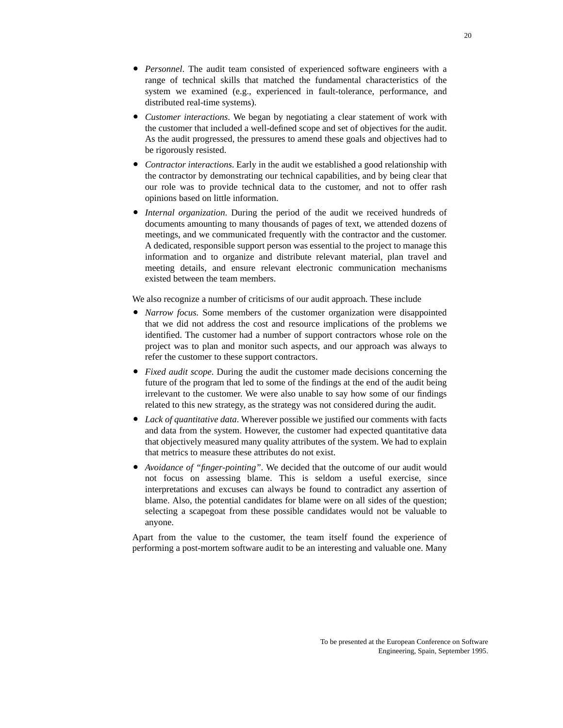- *Personnel*. The audit team consisted of experienced software engineers with a range of technical skills that matched the fundamental characteristics of the system we examined (e.g., experienced in fault-tolerance, performance, and distributed real-time systems).
- *Customer interactions*. We began by negotiating a clear statement of work with the customer that included a well-defined scope and set of objectives for the audit. As the audit progressed, the pressures to amend these goals and objectives had to be rigorously resisted.
- *Contractor interactions*. Early in the audit we established a good relationship with the contractor by demonstrating our technical capabilities, and by being clear that our role was to provide technical data to the customer, and not to offer rash opinions based on little information.
- *Internal organization*. During the period of the audit we received hundreds of documents amounting to many thousands of pages of text, we attended dozens of meetings, and we communicated frequently with the contractor and the customer. A dedicated, responsible support person was essential to the project to manage this information and to organize and distribute relevant material, plan travel and meeting details, and ensure relevant electronic communication mechanisms existed between the team members.

We also recognize a number of criticisms of our audit approach. These include

- *Narrow focus.* Some members of the customer organization were disappointed that we did not address the cost and resource implications of the problems we identified. The customer had a number of support contractors whose role on the project was to plan and monitor such aspects, and our approach was always to refer the customer to these support contractors.
- *Fixed audit scope*. During the audit the customer made decisions concerning the future of the program that led to some of the findings at the end of the audit being irrelevant to the customer. We were also unable to say how some of our findings related to this new strategy, as the strategy was not considered during the audit.
- *Lack of quantitative data*. Wherever possible we justified our comments with facts and data from the system. However, the customer had expected quantitative data that objectively measured many quality attributes of the system. We had to explain that metrics to measure these attributes do not exist.
- *Avoidance of "finger-pointing"*. We decided that the outcome of our audit would not focus on assessing blame. This is seldom a useful exercise, since interpretations and excuses can always be found to contradict any assertion of blame. Also, the potential candidates for blame were on all sides of the question; selecting a scapegoat from these possible candidates would not be valuable to anyone.

Apart from the value to the customer, the team itself found the experience of performing a post-mortem software audit to be an interesting and valuable one. Many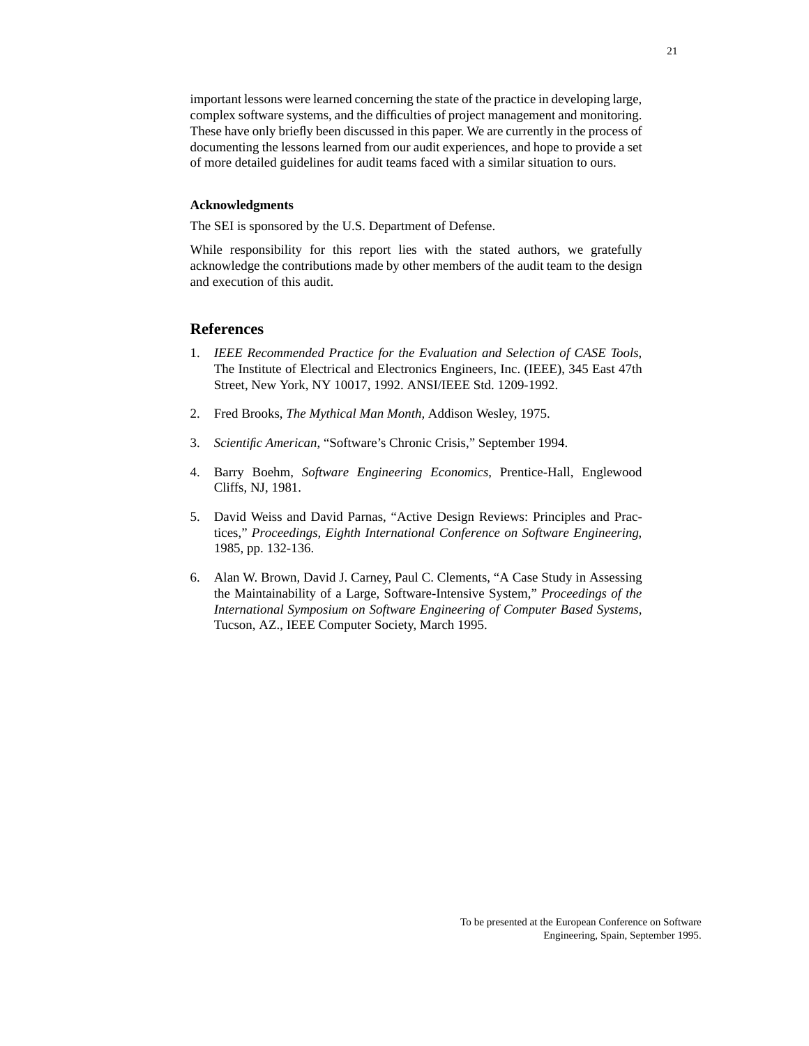important lessons were learned concerning the state of the practice in developing large, complex software systems, and the difficulties of project management and monitoring. These have only briefly been discussed in this paper. We are currently in the process of documenting the lessons learned from our audit experiences, and hope to provide a set of more detailed guidelines for audit teams faced with a similar situation to ours.

**Acknowledgments**

The SEI is sponsored by the U.S. Department of Defense.

While responsibility for this report lies with the stated authors, we gratefully acknowledge the contributions made by other members of the audit team to the design and execution of this audit.

## References

1. *IEEE Recommended Practice for the Evaluation and Selection of CASE Tools*, The Institute of Electrical and Electronics Engineers, Inc. (IEEE), 345 East 47th Street, New York, NY 10017, 1992. ANSI/IEEE Std. 1209-1992.

2. Fred Brooks, *The Mythical Man Month,* Addison Wesley, 1975.

3. *Scientific American*, "Software's Chronic Crisis," September 1994.

4. Barry Boehm, *Software Engineering Economics*, Prentice-Hall, Englewood Cliffs, NJ, 1981.

5. David Weiss and David Parnas, "Active Design Reviews: Principles and Practices," *Proceedings, Eighth International Conference on Software Engineering*, 1985, pp. 132-136.

6. Alan W. Brown, David J. Carney, Paul C. Clements, "A Case Study in Assessing the Maintainability of a Large, Software-Intensive System," *Proceedings of the International Symposium on Software Engineering of Computer Based Systems*, Tucson, AZ., IEEE Computer Society, March 1995.